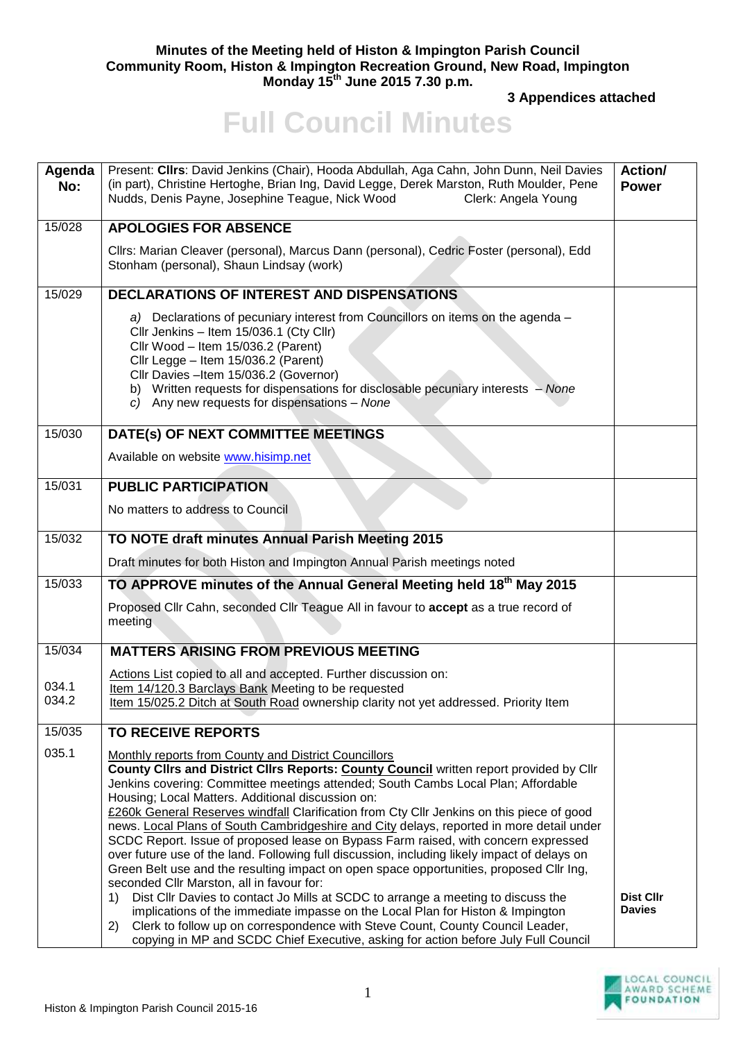**Minutes of the Meeting held of Histon & Impington Parish Council**
**Community Room, Histon & Impington Recreation Ground, New Road, Impington**
**Monday 15th June 2015 7.30 p.m.**

**3 Appendices attached**

# Full Council Minutes

| Agenda No: | Present: **Cllrs**: David Jenkins (Chair), Hooda Abdullah, Aga Cahn, John Dunn, Neil Davies (in part), Christine Hertoghe, Brian Ing, David Legge, Derek Marston, Ruth Moulder, Pene Nudds, Denis Payne, Josephine Teague, Nick Wood Clerk: Angela Young | **Action/ Power** |
|---|---|---|
| 15/028 | **APOLOGIES FOR ABSENCE**<br><br>Cllrs: Marian Cleaver (personal), Marcus Dann (personal), Cedric Foster (personal), Edd Stonham (personal), Shaun Lindsay (work) | |
| 15/029 | **DECLARATIONS OF INTEREST AND DISPENSATIONS**<br><br>*a)* Declarations of pecuniary interest from Councillors on items on the agenda – Cllr Jenkins – Item 15/036.1 (Cty Cllr) Cllr Wood – Item 15/036.2 (Parent) Cllr Legge – Item 15/036.2 (Parent) Cllr Davies –Item 15/036.2 (Governor)<br>b) Written requests for dispensations for disclosable pecuniary interests – *None*<br>*c)* Any new requests for dispensations – *None* | |
| 15/030 | **DATE(s) OF NEXT COMMITTEE MEETINGS**<br><br>Available on website www.hisimp.net | |
| 15/031 | **PUBLIC PARTICIPATION**<br><br>No matters to address to Council | |
| 15/032 | **TO NOTE draft minutes Annual Parish Meeting 2015**<br><br>Draft minutes for both Histon and Impington Annual Parish meetings noted | |
| 15/033 | **TO APPROVE minutes of the Annual General Meeting held 18th May 2015**<br><br>Proposed Cllr Cahn, seconded Cllr Teague All in favour to **accept** as a true record of meeting | |
| 15/034<br><br>034.1<br>034.2 | **MATTERS ARISING FROM PREVIOUS MEETING**<br><br>Actions List copied to all and accepted. Further discussion on:<br>Item 14/120.3 Barclays Bank Meeting to be requested<br>Item 15/025.2 Ditch at South Road ownership clarity not yet addressed. Priority Item | |
| 15/035<br><br>035.1 | **TO RECEIVE REPORTS**<br><br>Monthly reports from County and District Councillors<br>**County Cllrs and District Cllrs Reports: County Council** written report provided by Cllr Jenkins covering: Committee meetings attended; South Cambs Local Plan; Affordable Housing; Local Matters. Additional discussion on:<br>£260k General Reserves windfall Clarification from Cty Cllr Jenkins on this piece of good news. Local Plans of South Cambridgeshire and City delays, reported in more detail under SCDC Report. Issue of proposed lease on Bypass Farm raised, with concern expressed over future use of the land. Following full discussion, including likely impact of delays on Green Belt use and the resulting impact on open space opportunities, proposed Cllr Ing, seconded Cllr Marston, all in favour for:<br>1) Dist Cllr Davies to contact Jo Mills at SCDC to arrange a meeting to discuss the implications of the immediate impasse on the Local Plan for Histon & Impington<br>2) Clerk to follow up on correspondence with Steve Count, County Council Leader, copying in MP and SCDC Chief Executive, asking for action before July Full Council | **Dist Cllr Davies** |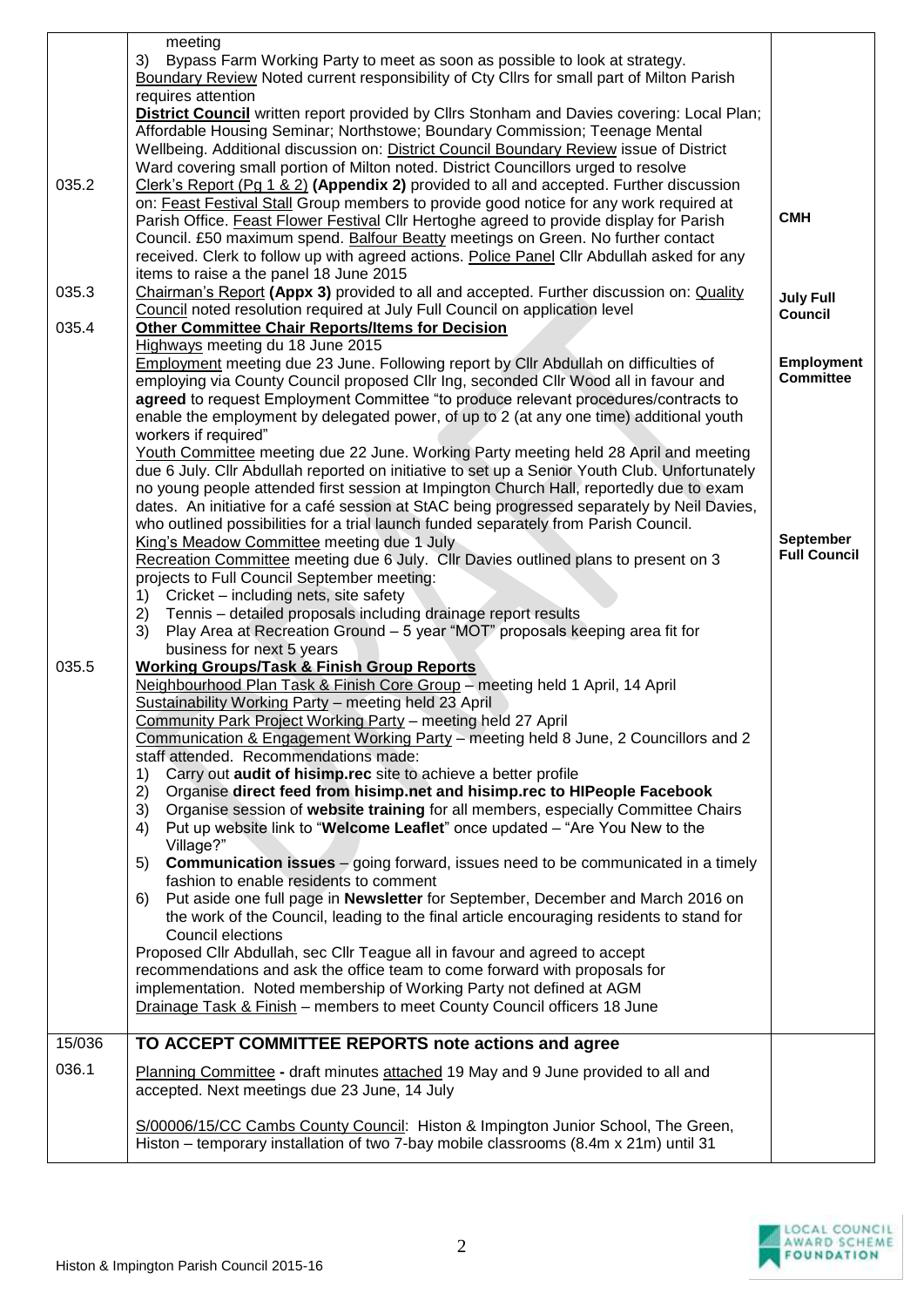| | | |
|---|---|---|
| | meeting<br>3) Bypass Farm Working Party to meet as soon as possible to look at strategy.<br>Boundary Review Noted current responsibility of Cty Cllrs for small part of Milton Parish requires attention<br>**District Council** written report provided by Cllrs Stonham and Davies covering: Local Plan; Affordable Housing Seminar; Northstowe; Boundary Commission; Teenage Mental Wellbeing. Additional discussion on: District Council Boundary Review issue of District Ward covering small portion of Milton noted. District Councillors urged to resolve | |
| 035.2 | Clerk's Report (Pg 1 & 2) **(Appendix 2)** provided to all and accepted. Further discussion on: Feast Festival Stall Group members to provide good notice for any work required at Parish Office. Feast Flower Festival Cllr Hertoghe agreed to provide display for Parish Council. £50 maximum spend. Balfour Beatty meetings on Green. No further contact received. Clerk to follow up with agreed actions. Police Panel Cllr Abdullah asked for any items to raise a the panel 18 June 2015 | **CMH** |
| 035.3 | Chairman's Report **(Appx 3)** provided to all and accepted. Further discussion on: Quality Council noted resolution required at July Full Council on application level | **July Full Council** |
| 035.4 | **Other Committee Chair Reports/Items for Decision**<br>Highways meeting du 18 June 2015<br>Employment meeting due 23 June. Following report by Cllr Abdullah on difficulties of employing via County Council proposed Cllr Ing, seconded Cllr Wood all in favour and **agreed** to request Employment Committee "to produce relevant procedures/contracts to enable the employment by delegated power, of up to 2 (at any one time) additional youth workers if required"<br>Youth Committee meeting due 22 June. Working Party meeting held 28 April and meeting due 6 July. Cllr Abdullah reported on initiative to set up a Senior Youth Club. Unfortunately no young people attended first session at Impington Church Hall, reportedly due to exam dates. An initiative for a café session at StAC being progressed separately by Neil Davies, who outlined possibilities for a trial launch funded separately from Parish Council.<br>King's Meadow Committee meeting due 1 July<br>Recreation Committee meeting due 6 July. Cllr Davies outlined plans to present on 3 projects to Full Council September meeting:<br>1) Cricket – including nets, site safety<br>2) Tennis – detailed proposals including drainage report results<br>3) Play Area at Recreation Ground – 5 year "MOT" proposals keeping area fit for business for next 5 years | **Employment Committee**<br><br>**September Full Council** |
| 035.5 | **Working Groups/Task & Finish Group Reports**<br>Neighbourhood Plan Task & Finish Core Group – meeting held 1 April, 14 April<br>Sustainability Working Party – meeting held 23 April<br>Community Park Project Working Party – meeting held 27 April<br>Communication & Engagement Working Party – meeting held 8 June, 2 Councillors and 2 staff attended. Recommendations made:<br>1) Carry out **audit of hisimp.rec** site to achieve a better profile<br>2) Organise **direct feed from hisimp.net and hisimp.rec to HIPeople Facebook**<br>3) Organise session of **website training** for all members, especially Committee Chairs<br>4) Put up website link to "**Welcome Leaflet**" once updated – "Are You New to the Village?"<br>5) **Communication issues** – going forward, issues need to be communicated in a timely fashion to enable residents to comment<br>6) Put aside one full page in **Newsletter** for September, December and March 2016 on the work of the Council, leading to the final article encouraging residents to stand for Council elections<br>Proposed Cllr Abdullah, sec Cllr Teague all in favour and agreed to accept recommendations and ask the office team to come forward with proposals for implementation. Noted membership of Working Party not defined at AGM<br>Drainage Task & Finish – members to meet County Council officers 18 June | |
| 15/036 | **TO ACCEPT COMMITTEE REPORTS note actions and agree** | |
| 036.1 | Planning Committee **-** draft minutes attached 19 May and 9 June provided to all and accepted. Next meetings due 23 June, 14 July<br><br>S/00006/15/CC Cambs County Council: Histon & Impington Junior School, The Green, Histon – temporary installation of two 7-bay mobile classrooms (8.4m x 21m) until 31 | |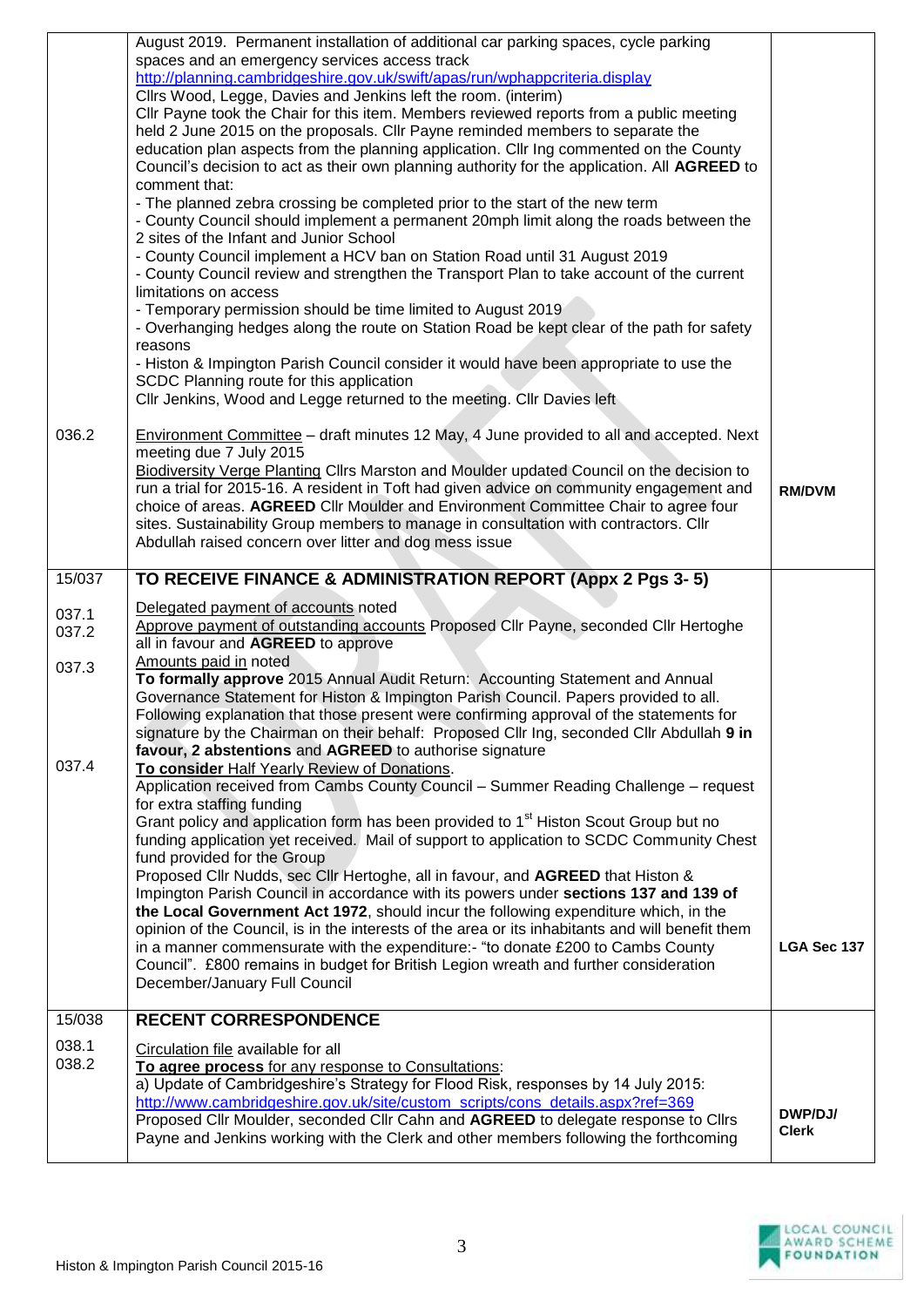| | | |
|---|---|---|
| | August 2019. Permanent installation of additional car parking spaces, cycle parking spaces and an emergency services access track<br>http://planning.cambridgeshire.gov.uk/swift/apas/run/wphappcriteria.display<br>Cllrs Wood, Legge, Davies and Jenkins left the room. (interim)<br>Cllr Payne took the Chair for this item. Members reviewed reports from a public meeting held 2 June 2015 on the proposals. Cllr Payne reminded members to separate the education plan aspects from the planning application. Cllr Ing commented on the County Council's decision to act as their own planning authority for the application. All **AGREED** to comment that:<br>- The planned zebra crossing be completed prior to the start of the new term<br>- County Council should implement a permanent 20mph limit along the roads between the 2 sites of the Infant and Junior School<br>- County Council implement a HCV ban on Station Road until 31 August 2019<br>- County Council review and strengthen the Transport Plan to take account of the current limitations on access<br>- Temporary permission should be time limited to August 2019<br>- Overhanging hedges along the route on Station Road be kept clear of the path for safety reasons<br>- Histon & Impington Parish Council consider it would have been appropriate to use the SCDC Planning route for this application<br>Cllr Jenkins, Wood and Legge returned to the meeting. Cllr Davies left | |
| 036.2 | Environment Committee – draft minutes 12 May, 4 June provided to all and accepted. Next meeting due 7 July 2015<br>Biodiversity Verge Planting Cllrs Marston and Moulder updated Council on the decision to run a trial for 2015-16. A resident in Toft had given advice on community engagement and choice of areas. **AGREED** Cllr Moulder and Environment Committee Chair to agree four sites. Sustainability Group members to manage in consultation with contractors. Cllr Abdullah raised concern over litter and dog mess issue | **RM/DVM** |
| **15/037** | **TO RECEIVE FINANCE & ADMINISTRATION REPORT (Appx 2 Pgs 3- 5)** | |
| 037.1<br>037.2<br><br>037.3<br><br><br><br><br><br>037.4 | Delegated payment of accounts noted<br>Approve payment of outstanding accounts Proposed Cllr Payne, seconded Cllr Hertoghe all in favour and **AGREED** to approve<br>Amounts paid in noted<br>**To formally approve** 2015 Annual Audit Return: Accounting Statement and Annual Governance Statement for Histon & Impington Parish Council. Papers provided to all. Following explanation that those present were confirming approval of the statements for signature by the Chairman on their behalf: Proposed Cllr Ing, seconded Cllr Abdullah **9 in favour, 2 abstentions** and **AGREED** to authorise signature<br>**To consider** Half Yearly Review of Donations.<br>Application received from Cambs County Council – Summer Reading Challenge – request for extra staffing funding<br>Grant policy and application form has been provided to 1st Histon Scout Group but no funding application yet received. Mail of support to application to SCDC Community Chest fund provided for the Group<br>Proposed Cllr Nudds, sec Cllr Hertoghe, all in favour, and **AGREED** that Histon & Impington Parish Council in accordance with its powers under **sections 137 and 139 of the Local Government Act 1972**, should incur the following expenditure which, in the opinion of the Council, is in the interests of the area or its inhabitants and will benefit them in a manner commensurate with the expenditure:- "to donate £200 to Cambs County Council". £800 remains in budget for British Legion wreath and further consideration December/January Full Council | **LGA Sec 137** |
| **15/038** | **RECENT CORRESPONDENCE** | |
| 038.1<br>038.2 | Circulation file available for all<br>**To agree process** for any response to Consultations:<br>a) Update of Cambridgeshire's Strategy for Flood Risk, responses by 14 July 2015:<br>http://www.cambridgeshire.gov.uk/site/custom_scripts/cons_details.aspx?ref=369<br>Proposed Cllr Moulder, seconded Cllr Cahn and **AGREED** to delegate response to Cllrs Payne and Jenkins working with the Clerk and other members following the forthcoming | **DWP/DJ/ Clerk** |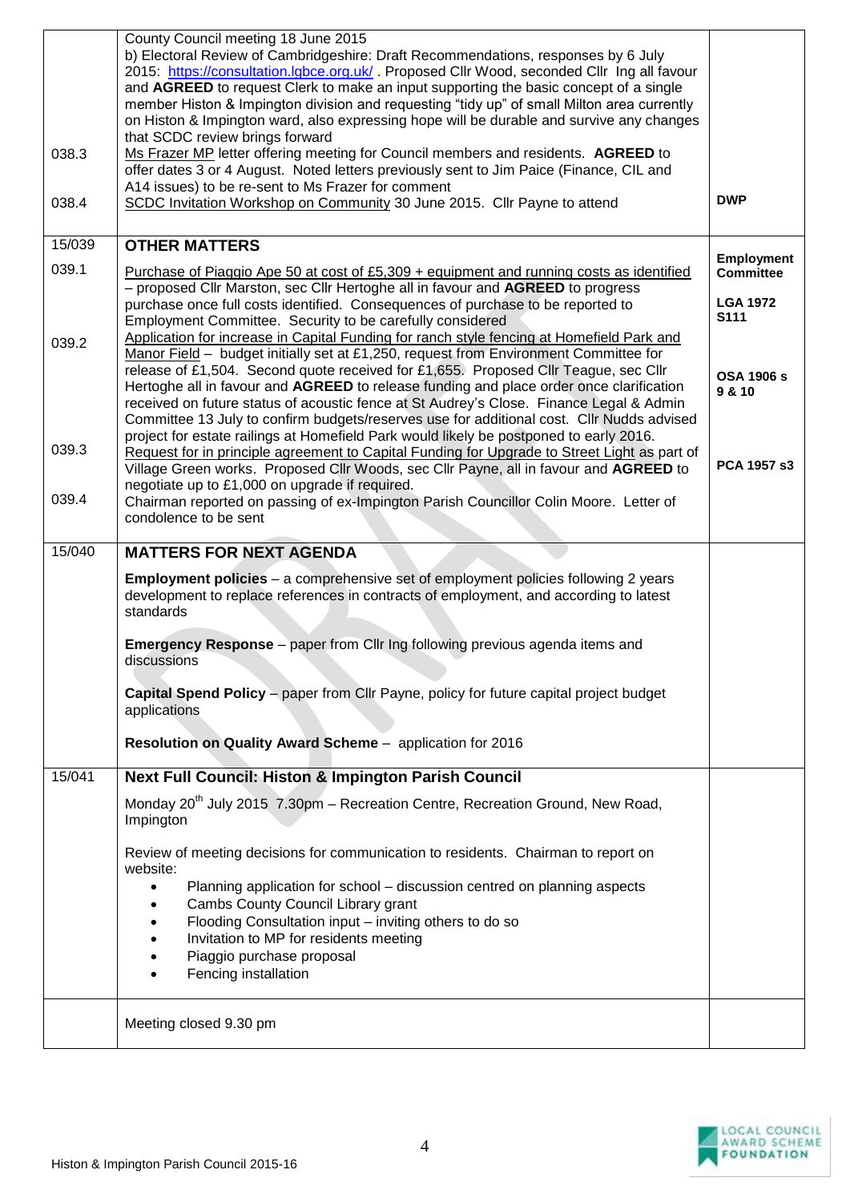| | | |
|---|---|---|
| 038.3<br><br>038.4 | County Council meeting 18 June 2015<br>b) Electoral Review of Cambridgeshire: Draft Recommendations, responses by 6 July 2015: https://consultation.lgbce.org.uk/ . Proposed Cllr Wood, seconded Cllr Ing all favour and **AGREED** to request Clerk to make an input supporting the basic concept of a single member Histon & Impington division and requesting "tidy up" of small Milton area currently on Histon & Impington ward, also expressing hope will be durable and survive any changes that SCDC review brings forward<br>Ms Frazer MP letter offering meeting for Council members and residents. **AGREED** to offer dates 3 or 4 August. Noted letters previously sent to Jim Paice (Finance, CIL and A14 issues) to be re-sent to Ms Frazer for comment<br>SCDC Invitation Workshop on Community 30 June 2015. Cllr Payne to attend | **DWP** |
| 15/039<br>039.1<br><br><br><br>039.2<br><br><br><br><br><br>039.3<br><br>039.4 | **OTHER MATTERS**<br>Purchase of Piaggio Ape 50 at cost of £5,309 + equipment and running costs as identified – proposed Cllr Marston, sec Cllr Hertoghe all in favour and **AGREED** to progress purchase once full costs identified. Consequences of purchase to be reported to Employment Committee. Security to be carefully considered<br>Application for increase in Capital Funding for ranch style fencing at Homefield Park and Manor Field – budget initially set at £1,250, request from Environment Committee for release of £1,504. Second quote received for £1,655. Proposed Cllr Teague, sec Cllr Hertoghe all in favour and **AGREED** to release funding and place order once clarification received on future status of acoustic fence at St Audrey's Close. Finance Legal & Admin Committee 13 July to confirm budgets/reserves use for additional cost. Cllr Nudds advised project for estate railings at Homefield Park would likely be postponed to early 2016.<br>Request for in principle agreement to Capital Funding for Upgrade to Street Light as part of Village Green works. Proposed Cllr Woods, sec Cllr Payne, all in favour and **AGREED** to negotiate up to £1,000 on upgrade if required.<br>Chairman reported on passing of ex-Impington Parish Councillor Colin Moore. Letter of condolence to be sent | **Employment Committee**<br><br>**LGA 1972 S111**<br><br>**OSA 1906 s 9 & 10**<br><br>**PCA 1957 s3** |
| 15/040 | **MATTERS FOR NEXT AGENDA**<br><br>**Employment policies** – a comprehensive set of employment policies following 2 years development to replace references in contracts of employment, and according to latest standards<br><br>**Emergency Response** – paper from Cllr Ing following previous agenda items and discussions<br><br>**Capital Spend Policy** – paper from Cllr Payne, policy for future capital project budget applications<br><br>**Resolution on Quality Award Scheme** – application for 2016 | |
| 15/041 | **Next Full Council: Histon & Impington Parish Council**<br><br>Monday 20th July 2015 7.30pm – Recreation Centre, Recreation Ground, New Road, Impington<br><br>Review of meeting decisions for communication to residents. Chairman to report on website:<br>• Planning application for school – discussion centred on planning aspects<br>• Cambs County Council Library grant<br>• Flooding Consultation input – inviting others to do so<br>• Invitation to MP for residents meeting<br>• Piaggio purchase proposal<br>• Fencing installation | |
| | Meeting closed 9.30 pm | |